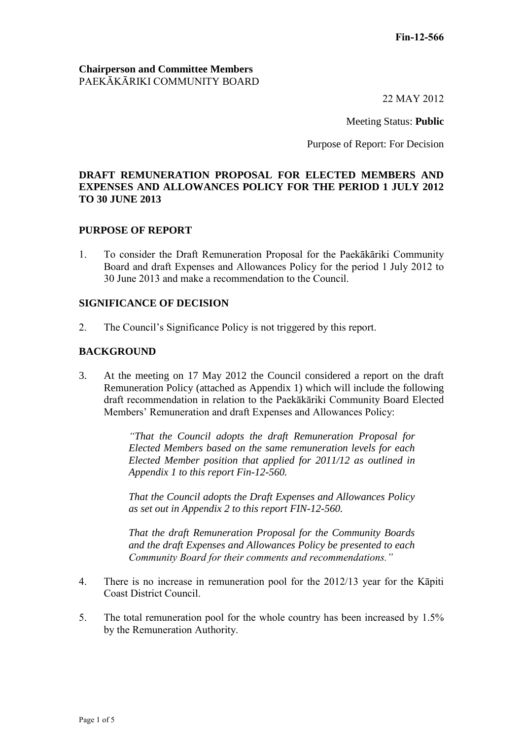**Fin-12-566**

**Chairperson and Committee Members**
PAEKĀKĀRIKI COMMUNITY BOARD

22 MAY 2012

Meeting Status: **Public**

Purpose of Report: For Decision

## DRAFT REMUNERATION PROPOSAL FOR ELECTED MEMBERS AND EXPENSES AND ALLOWANCES POLICY FOR THE PERIOD 1 JULY 2012 TO 30 JUNE 2013

### PURPOSE OF REPORT

1. To consider the Draft Remuneration Proposal for the Paekākāriki Community Board and draft Expenses and Allowances Policy for the period 1 July 2012 to 30 June 2013 and make a recommendation to the Council.

### SIGNIFICANCE OF DECISION

2. The Council's Significance Policy is not triggered by this report.

### BACKGROUND

3. At the meeting on 17 May 2012 the Council considered a report on the draft Remuneration Policy (attached as Appendix 1) which will include the following draft recommendation in relation to the Paekākāriki Community Board Elected Members' Remuneration and draft Expenses and Allowances Policy:

   > *"That the Council adopts the draft Remuneration Proposal for Elected Members based on the same remuneration levels for each Elected Member position that applied for 2011/12 as outlined in Appendix 1 to this report Fin-12-560.*
   >
   > *That the Council adopts the Draft Expenses and Allowances Policy as set out in Appendix 2 to this report FIN-12-560.*
   >
   > *That the draft Remuneration Proposal for the Community Boards and the draft Expenses and Allowances Policy be presented to each Community Board for their comments and recommendations."*

4. There is no increase in remuneration pool for the 2012/13 year for the Kāpiti Coast District Council.

5. The total remuneration pool for the whole country has been increased by 1.5% by the Remuneration Authority.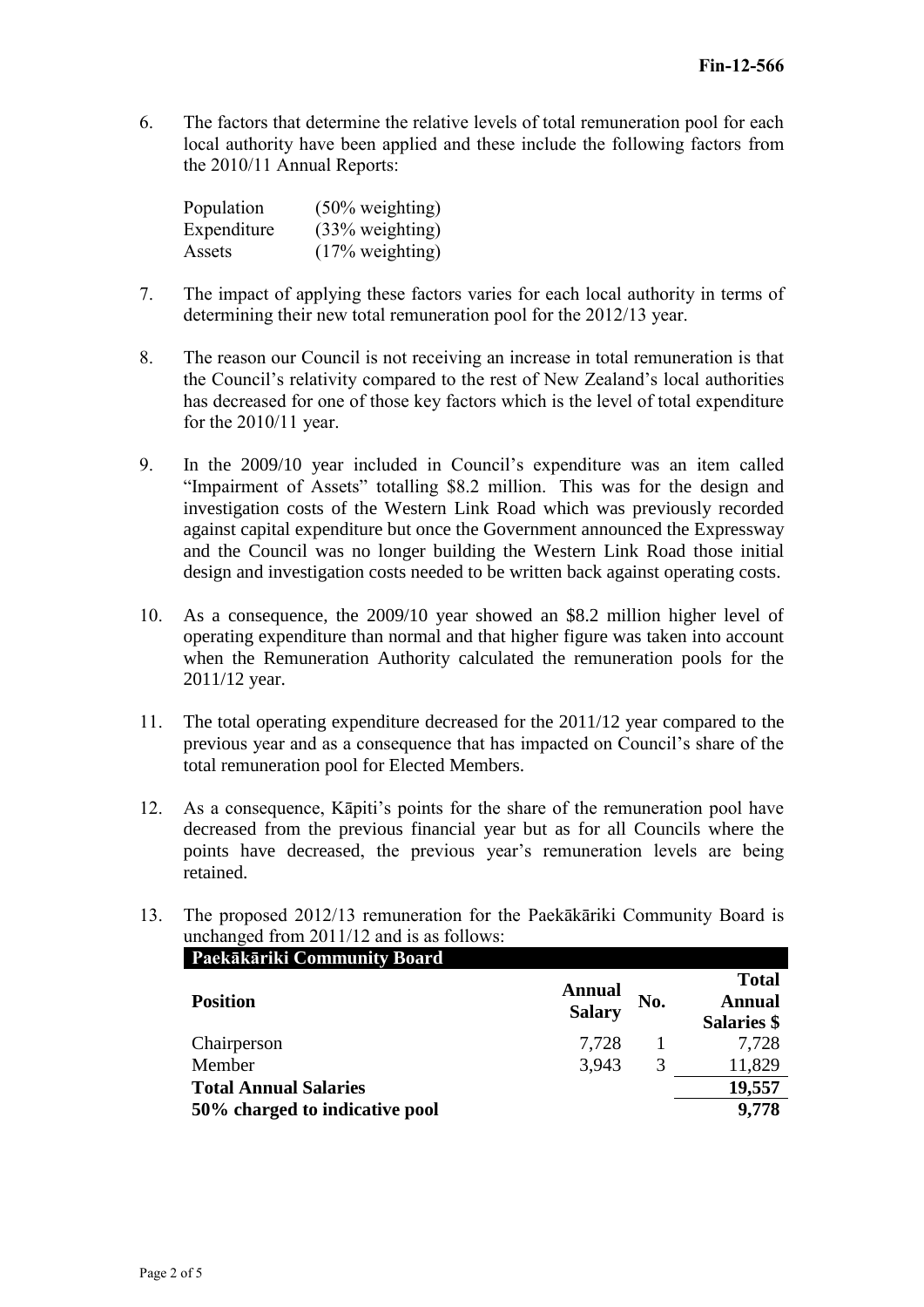6. The factors that determine the relative levels of total remuneration pool for each local authority have been applied and these include the following factors from the 2010/11 Annual Reports:

   | | |
   |---|---|
   | Population | (50% weighting) |
   | Expenditure | (33% weighting) |
   | Assets | (17% weighting) |

7. The impact of applying these factors varies for each local authority in terms of determining their new total remuneration pool for the 2012/13 year.

8. The reason our Council is not receiving an increase in total remuneration is that the Council's relativity compared to the rest of New Zealand's local authorities has decreased for one of those key factors which is the level of total expenditure for the 2010/11 year.

9. In the 2009/10 year included in Council's expenditure was an item called "Impairment of Assets" totalling $8.2 million. This was for the design and investigation costs of the Western Link Road which was previously recorded against capital expenditure but once the Government announced the Expressway and the Council was no longer building the Western Link Road those initial design and investigation costs needed to be written back against operating costs.

10. As a consequence, the 2009/10 year showed an $8.2 million higher level of operating expenditure than normal and that higher figure was taken into account when the Remuneration Authority calculated the remuneration pools for the 2011/12 year.

11. The total operating expenditure decreased for the 2011/12 year compared to the previous year and as a consequence that has impacted on Council's share of the total remuneration pool for Elected Members.

12. As a consequence, Kāpiti's points for the share of the remuneration pool have decreased from the previous financial year but as for all Councils where the points have decreased, the previous year's remuneration levels are being retained.

13. The proposed 2012/13 remuneration for the Paekākāriki Community Board is unchanged from 2011/12 and is as follows:

| **Paekākāriki Community Board** | | | |
|---|---|---|---|
| **Position** | **Annual Salary** | **No.** | **Total Annual Salaries $** |
| Chairperson | 7,728 | 1 | 7,728 |
| Member | 3,943 | 3 | 11,829 |
| **Total Annual Salaries** | | | **19,557** |
| **50% charged to indicative pool** | | | **9,778** |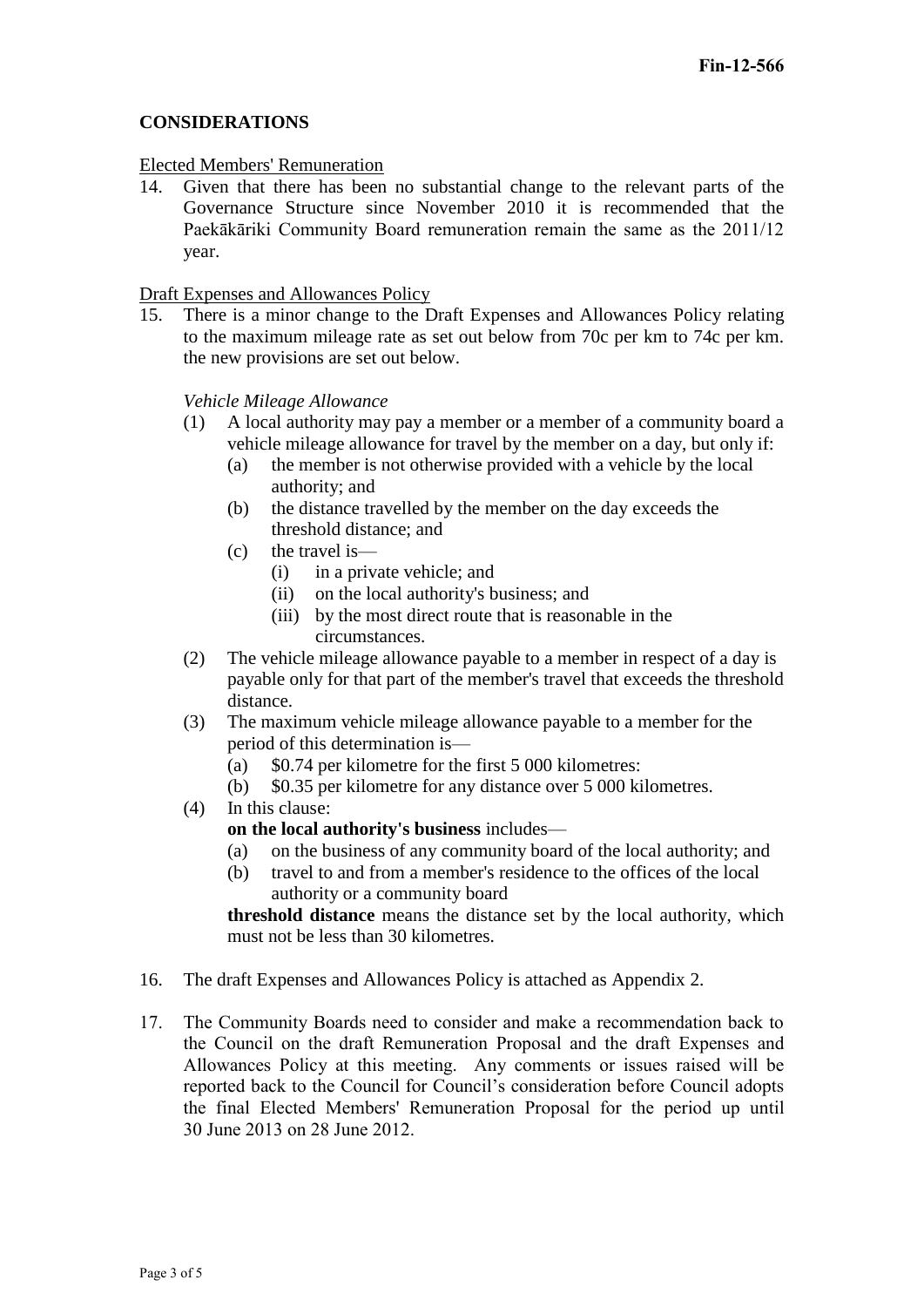## CONSIDERATIONS

Elected Members' Remuneration

14. Given that there has been no substantial change to the relevant parts of the Governance Structure since November 2010 it is recommended that the Paekākāriki Community Board remuneration remain the same as the 2011/12 year.

Draft Expenses and Allowances Policy

15. There is a minor change to the Draft Expenses and Allowances Policy relating to the maximum mileage rate as set out below from 70c per km to 74c per km. the new provisions are set out below.

    *Vehicle Mileage Allowance*

    (1) A local authority may pay a member or a member of a community board a vehicle mileage allowance for travel by the member on a day, but only if:
        (a) the member is not otherwise provided with a vehicle by the local authority; and
        (b) the distance travelled by the member on the day exceeds the threshold distance; and
        (c) the travel is—
            (i) in a private vehicle; and
            (ii) on the local authority's business; and
            (iii) by the most direct route that is reasonable in the circumstances.
    (2) The vehicle mileage allowance payable to a member in respect of a day is payable only for that part of the member's travel that exceeds the threshold distance.
    (3) The maximum vehicle mileage allowance payable to a member for the period of this determination is—
        (a) $0.74 per kilometre for the first 5 000 kilometres:
        (b) $0.35 per kilometre for any distance over 5 000 kilometres.
    (4) In this clause:

        **on the local authority's business** includes—
        (a) on the business of any community board of the local authority; and
        (b) travel to and from a member's residence to the offices of the local authority or a community board

        **threshold distance** means the distance set by the local authority, which must not be less than 30 kilometres.

16. The draft Expenses and Allowances Policy is attached as Appendix 2.

17. The Community Boards need to consider and make a recommendation back to the Council on the draft Remuneration Proposal and the draft Expenses and Allowances Policy at this meeting. Any comments or issues raised will be reported back to the Council for Council's consideration before Council adopts the final Elected Members' Remuneration Proposal for the period up until 30 June 2013 on 28 June 2012.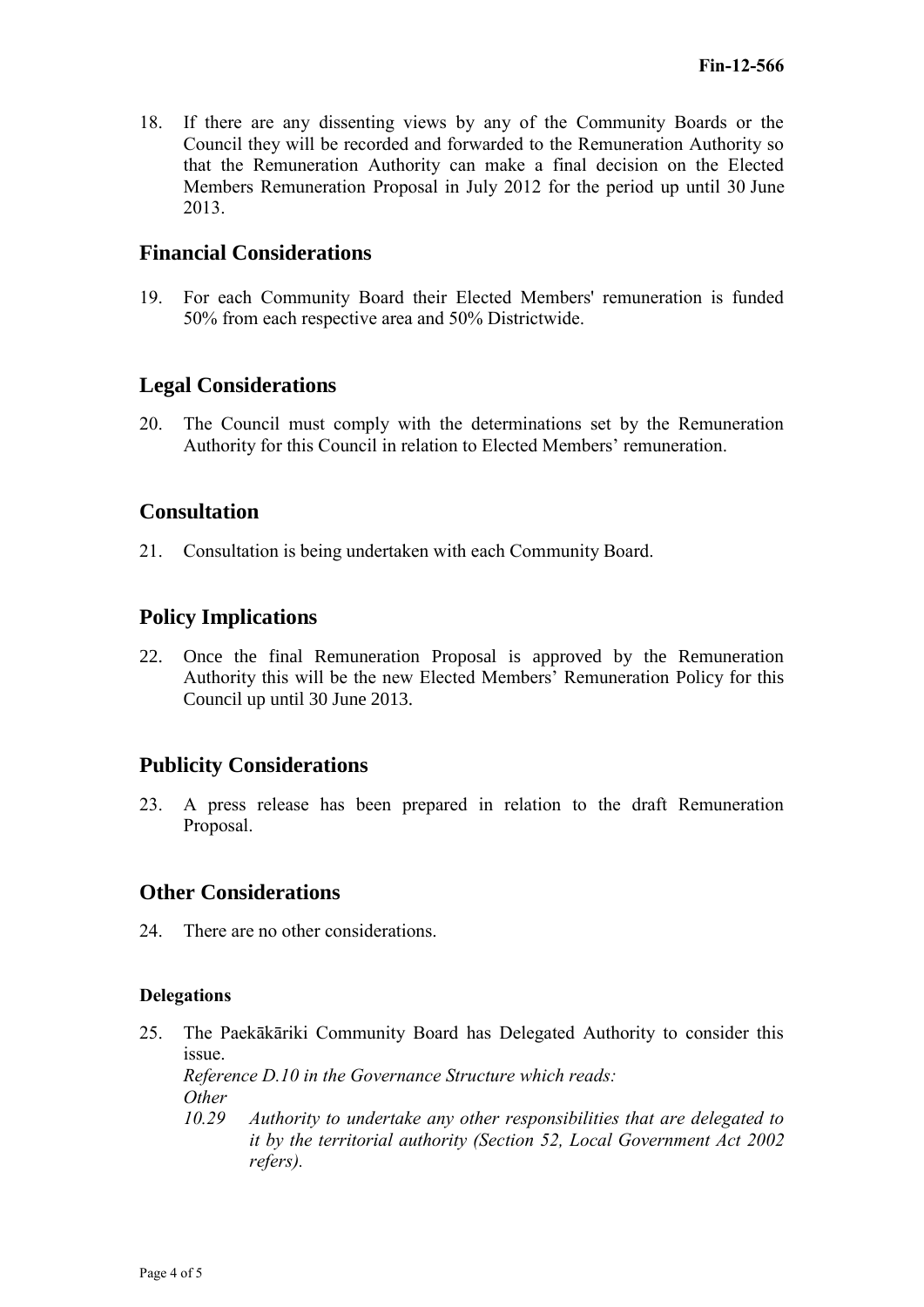18. If there are any dissenting views by any of the Community Boards or the Council they will be recorded and forwarded to the Remuneration Authority so that the Remuneration Authority can make a final decision on the Elected Members Remuneration Proposal in July 2012 for the period up until 30 June 2013.

## Financial Considerations

19. For each Community Board their Elected Members' remuneration is funded 50% from each respective area and 50% Districtwide.

## Legal Considerations

20. The Council must comply with the determinations set by the Remuneration Authority for this Council in relation to Elected Members' remuneration.

## Consultation

21. Consultation is being undertaken with each Community Board.

## Policy Implications

22. Once the final Remuneration Proposal is approved by the Remuneration Authority this will be the new Elected Members' Remuneration Policy for this Council up until 30 June 2013.

## Publicity Considerations

23. A press release has been prepared in relation to the draft Remuneration Proposal.

## Other Considerations

24. There are no other considerations.

### Delegations

25. The Paekākāriki Community Board has Delegated Authority to consider this issue.

    *Reference D.10 in the Governance Structure which reads:*

    *Other*

    *10.29 Authority to undertake any other responsibilities that are delegated to it by the territorial authority (Section 52, Local Government Act 2002 refers).*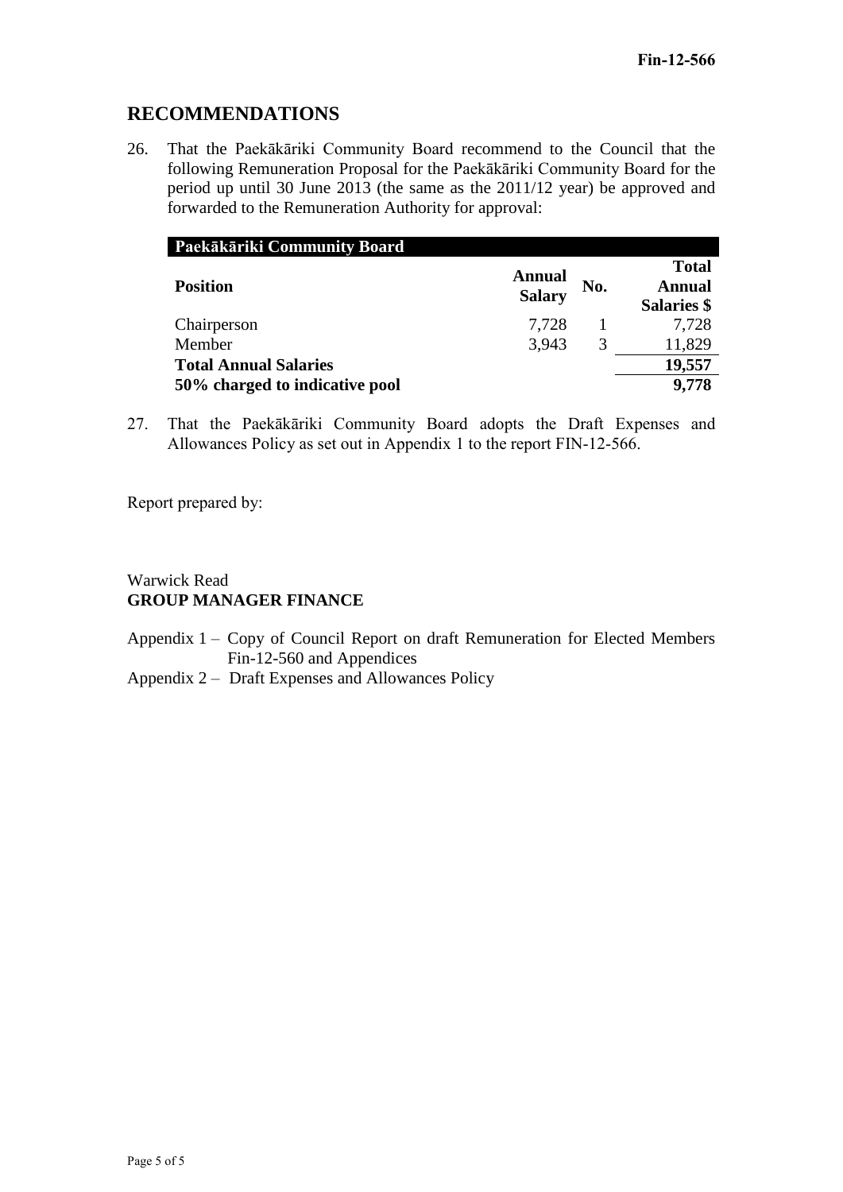Fin-12-566

## RECOMMENDATIONS

26. That the Paekākāriki Community Board recommend to the Council that the following Remuneration Proposal for the Paekākāriki Community Board for the period up until 30 June 2013 (the same as the 2011/12 year) be approved and forwarded to the Remuneration Authority for approval:

| **Paekākāriki Community Board** | | | |
|---|---|---|---|
| **Position** | **Annual Salary** | **No.** | **Total Annual Salaries $** |
| Chairperson | 7,728 | 1 | 7,728 |
| Member | 3,943 | 3 | 11,829 |
| **Total Annual Salaries** | | | **19,557** |
| **50% charged to indicative pool** | | | **9,778** |

27. That the Paekākāriki Community Board adopts the Draft Expenses and Allowances Policy as set out in Appendix 1 to the report FIN-12-566.

Report prepared by:

Warwick Read
**GROUP MANAGER FINANCE**

Appendix 1 – Copy of Council Report on draft Remuneration for Elected Members Fin-12-560 and Appendices

Appendix 2 – Draft Expenses and Allowances Policy